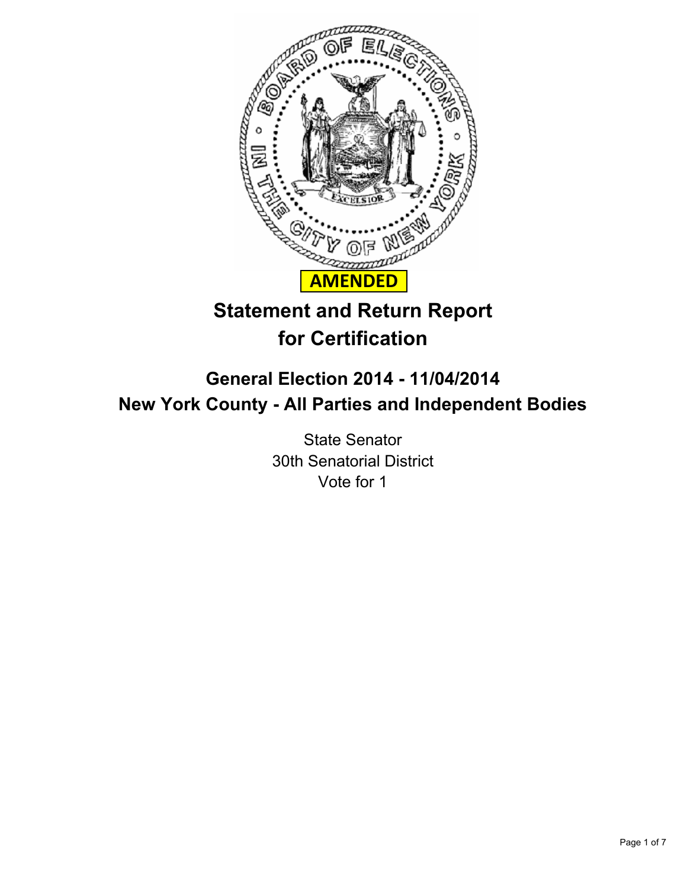**AMENDED**

# Statement and Return Report for Certification

## General Election 2014 - 11/04/2014
## New York County - All Parties and Independent Bodies

State Senator
30th Senatorial District
Vote for 1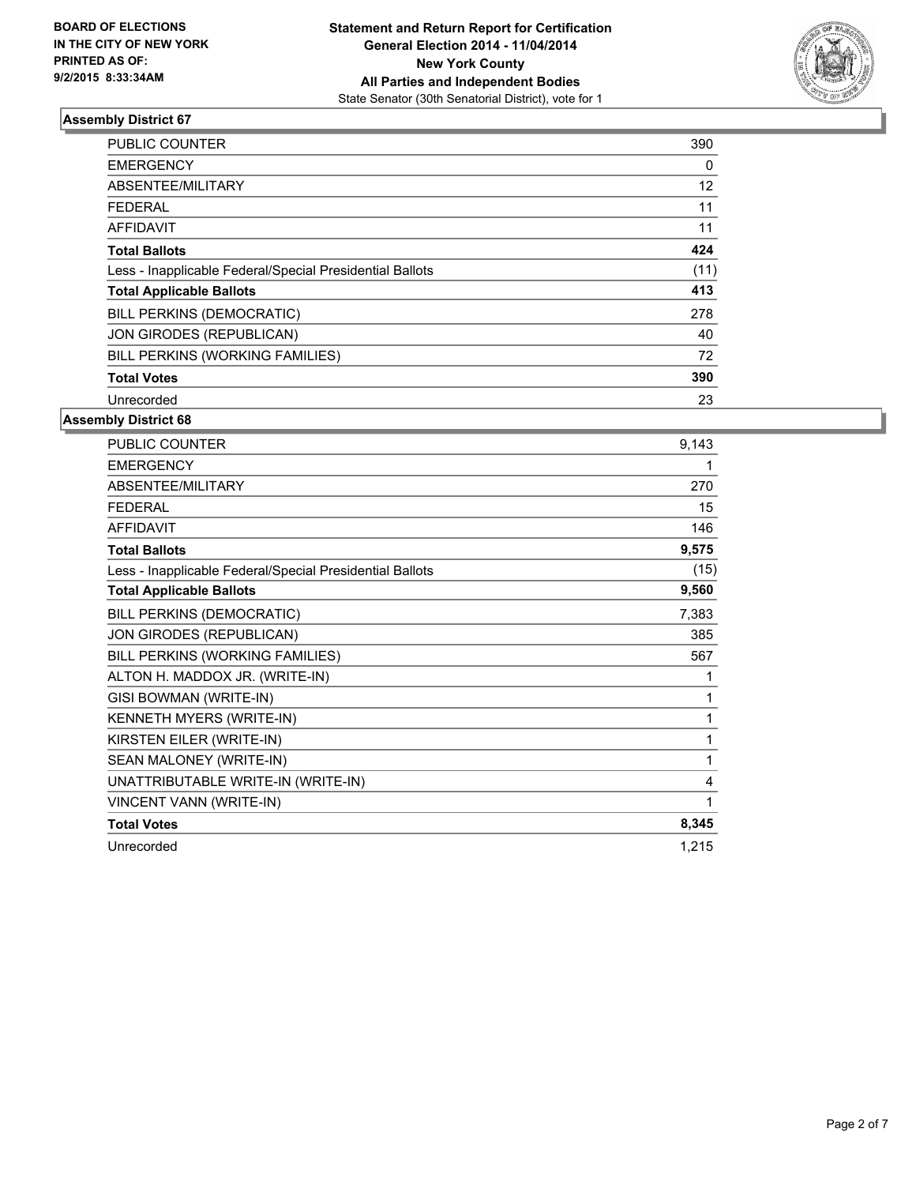**BOARD OF ELECTIONS IN THE CITY OF NEW YORK PRINTED AS OF: 9/2/2015 8:33:34AM**

**Statement and Return Report for Certification**
**General Election 2014 - 11/04/2014**
**New York County**
**All Parties and Independent Bodies**
State Senator (30th Senatorial District), vote for 1

## Assembly District 67

| | |
|---|---|
| PUBLIC COUNTER | 390 |
| EMERGENCY | 0 |
| ABSENTEE/MILITARY | 12 |
| FEDERAL | 11 |
| AFFIDAVIT | 11 |
| **Total Ballots** | **424** |
| Less - Inapplicable Federal/Special Presidential Ballots | (11) |
| **Total Applicable Ballots** | **413** |
| BILL PERKINS (DEMOCRATIC) | 278 |
| JON GIRODES (REPUBLICAN) | 40 |
| BILL PERKINS (WORKING FAMILIES) | 72 |
| **Total Votes** | **390** |
| Unrecorded | 23 |

## Assembly District 68

| | |
|---|---|
| PUBLIC COUNTER | 9,143 |
| EMERGENCY | 1 |
| ABSENTEE/MILITARY | 270 |
| FEDERAL | 15 |
| AFFIDAVIT | 146 |
| **Total Ballots** | **9,575** |
| Less - Inapplicable Federal/Special Presidential Ballots | (15) |
| **Total Applicable Ballots** | **9,560** |
| BILL PERKINS (DEMOCRATIC) | 7,383 |
| JON GIRODES (REPUBLICAN) | 385 |
| BILL PERKINS (WORKING FAMILIES) | 567 |
| ALTON H. MADDOX JR. (WRITE-IN) | 1 |
| GISI BOWMAN (WRITE-IN) | 1 |
| KENNETH MYERS (WRITE-IN) | 1 |
| KIRSTEN EILER (WRITE-IN) | 1 |
| SEAN MALONEY (WRITE-IN) | 1 |
| UNATTRIBUTABLE WRITE-IN (WRITE-IN) | 4 |
| VINCENT VANN (WRITE-IN) | 1 |
| **Total Votes** | **8,345** |
| Unrecorded | 1,215 |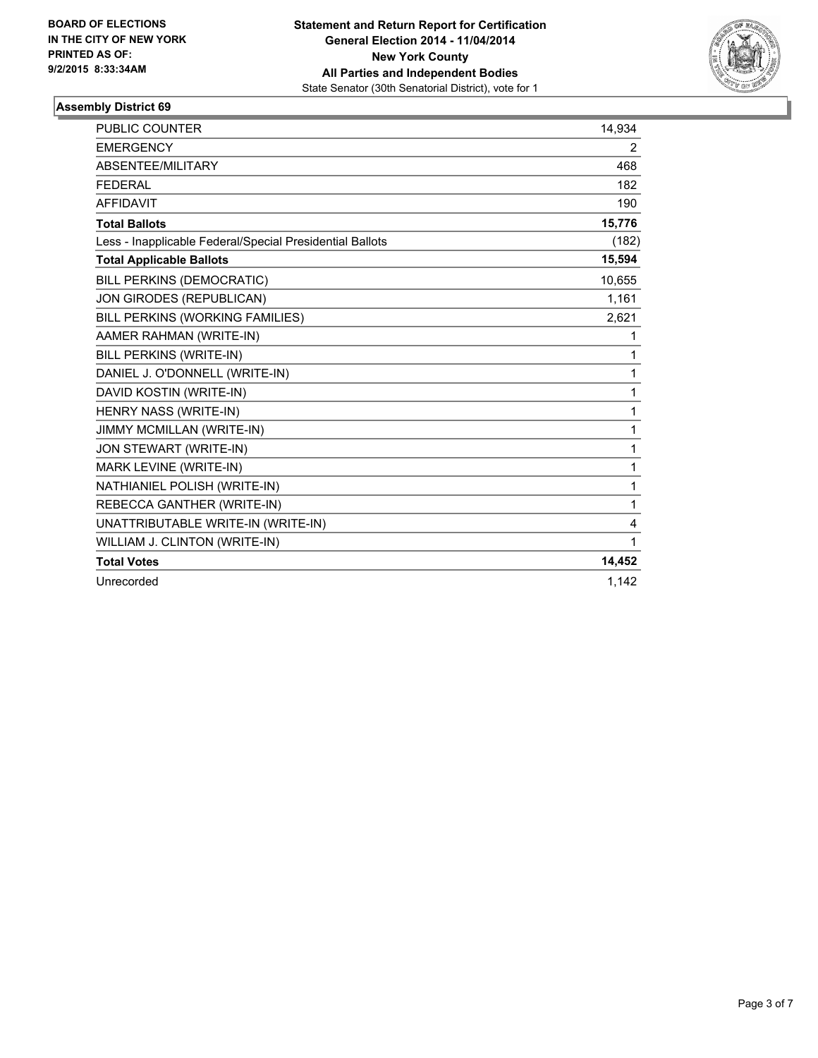**BOARD OF ELECTIONS IN THE CITY OF NEW YORK**
**PRINTED AS OF: 9/2/2015 8:33:34AM**

**Statement and Return Report for Certification**
**General Election 2014 - 11/04/2014**
**New York County**
**All Parties and Independent Bodies**
State Senator (30th Senatorial District), vote for 1

## Assembly District 69

| | |
|---|---|
| PUBLIC COUNTER | 14,934 |
| EMERGENCY | 2 |
| ABSENTEE/MILITARY | 468 |
| FEDERAL | 182 |
| AFFIDAVIT | 190 |
| **Total Ballots** | **15,776** |
| Less - Inapplicable Federal/Special Presidential Ballots | (182) |
| **Total Applicable Ballots** | **15,594** |
| BILL PERKINS (DEMOCRATIC) | 10,655 |
| JON GIRODES (REPUBLICAN) | 1,161 |
| BILL PERKINS (WORKING FAMILIES) | 2,621 |
| AAMER RAHMAN (WRITE-IN) | 1 |
| BILL PERKINS (WRITE-IN) | 1 |
| DANIEL J. O'DONNELL (WRITE-IN) | 1 |
| DAVID KOSTIN (WRITE-IN) | 1 |
| HENRY NASS (WRITE-IN) | 1 |
| JIMMY MCMILLAN (WRITE-IN) | 1 |
| JON STEWART (WRITE-IN) | 1 |
| MARK LEVINE (WRITE-IN) | 1 |
| NATHIANIEL POLISH (WRITE-IN) | 1 |
| REBECCA GANTHER (WRITE-IN) | 1 |
| UNATTRIBUTABLE WRITE-IN (WRITE-IN) | 4 |
| WILLIAM J. CLINTON (WRITE-IN) | 1 |
| **Total Votes** | **14,452** |
| Unrecorded | 1,142 |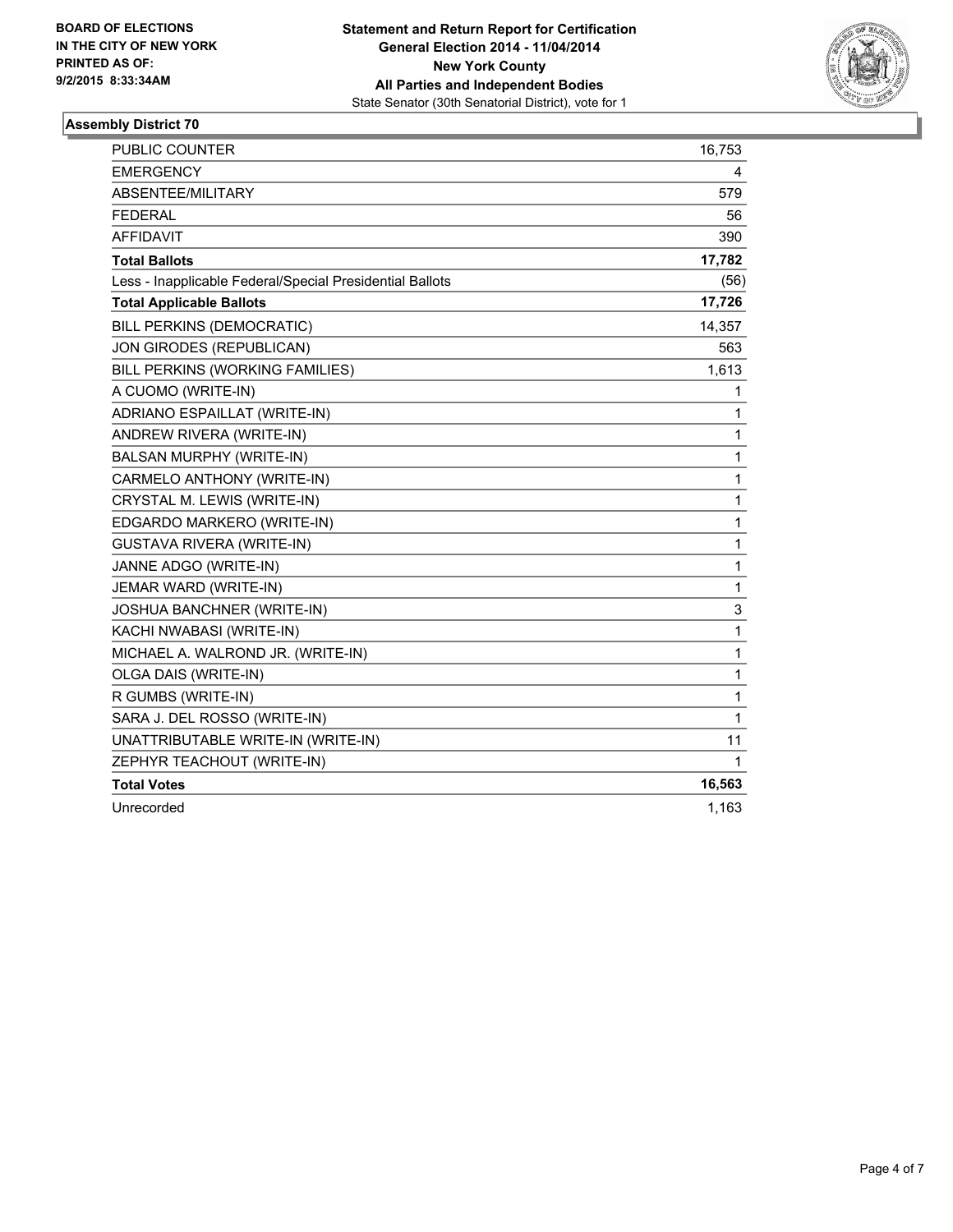**BOARD OF ELECTIONS IN THE CITY OF NEW YORK PRINTED AS OF: 9/2/2015 8:33:34AM**

**Statement and Return Report for Certification General Election 2014 - 11/04/2014 New York County All Parties and Independent Bodies**
State Senator (30th Senatorial District), vote for 1

### Assembly District 70

| | |
|---|---|
| PUBLIC COUNTER | 16,753 |
| EMERGENCY | 4 |
| ABSENTEE/MILITARY | 579 |
| FEDERAL | 56 |
| AFFIDAVIT | 390 |
| **Total Ballots** | **17,782** |
| Less - Inapplicable Federal/Special Presidential Ballots | (56) |
| **Total Applicable Ballots** | **17,726** |
| BILL PERKINS (DEMOCRATIC) | 14,357 |
| JON GIRODES (REPUBLICAN) | 563 |
| BILL PERKINS (WORKING FAMILIES) | 1,613 |
| A CUOMO (WRITE-IN) | 1 |
| ADRIANO ESPAILLAT (WRITE-IN) | 1 |
| ANDREW RIVERA (WRITE-IN) | 1 |
| BALSAN MURPHY (WRITE-IN) | 1 |
| CARMELO ANTHONY (WRITE-IN) | 1 |
| CRYSTAL M. LEWIS (WRITE-IN) | 1 |
| EDGARDO MARKERO (WRITE-IN) | 1 |
| GUSTAVA RIVERA (WRITE-IN) | 1 |
| JANNE ADGO (WRITE-IN) | 1 |
| JEMAR WARD (WRITE-IN) | 1 |
| JOSHUA BANCHNER (WRITE-IN) | 3 |
| KACHI NWABASI (WRITE-IN) | 1 |
| MICHAEL A. WALROND JR. (WRITE-IN) | 1 |
| OLGA DAIS (WRITE-IN) | 1 |
| R GUMBS (WRITE-IN) | 1 |
| SARA J. DEL ROSSO (WRITE-IN) | 1 |
| UNATTRIBUTABLE WRITE-IN (WRITE-IN) | 11 |
| ZEPHYR TEACHOUT (WRITE-IN) | 1 |
| **Total Votes** | **16,563** |
| Unrecorded | 1,163 |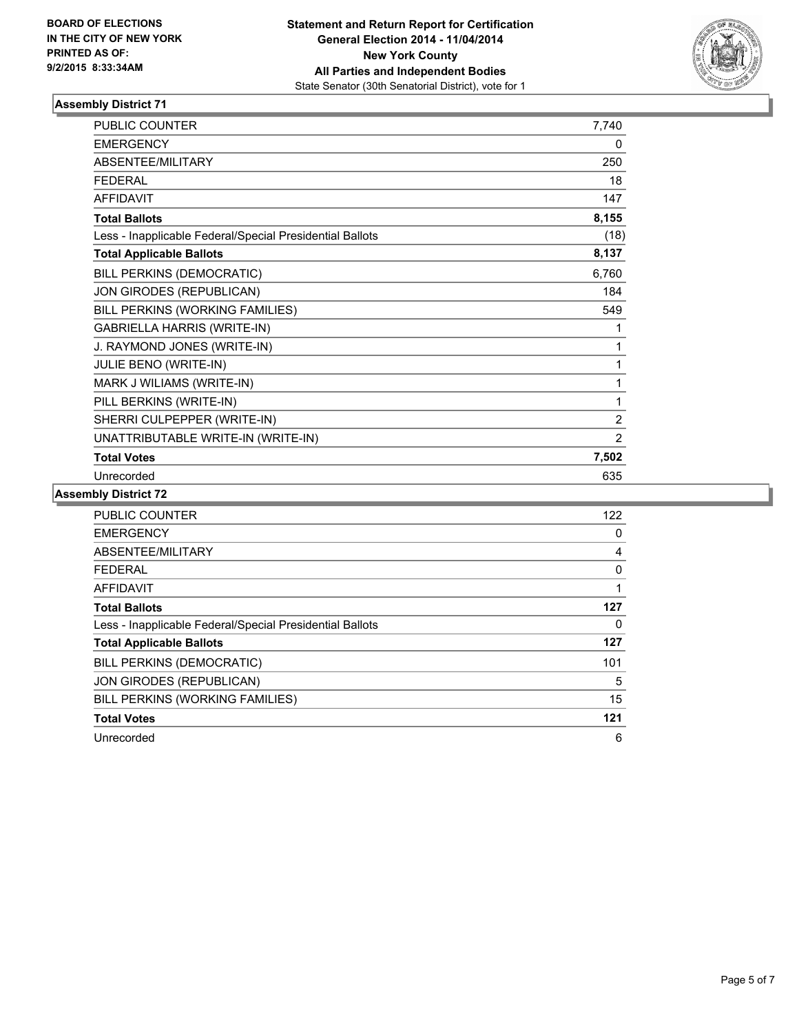**BOARD OF ELECTIONS IN THE CITY OF NEW YORK PRINTED AS OF: 9/2/2015 8:33:34AM**

**Statement and Return Report for Certification General Election 2014 - 11/04/2014 New York County All Parties and Independent Bodies**
State Senator (30th Senatorial District), vote for 1

### Assembly District 71

| | |
|---|---|
| PUBLIC COUNTER | 7,740 |
| EMERGENCY | 0 |
| ABSENTEE/MILITARY | 250 |
| FEDERAL | 18 |
| AFFIDAVIT | 147 |
| **Total Ballots** | **8,155** |
| Less - Inapplicable Federal/Special Presidential Ballots | (18) |
| **Total Applicable Ballots** | **8,137** |
| BILL PERKINS (DEMOCRATIC) | 6,760 |
| JON GIRODES (REPUBLICAN) | 184 |
| BILL PERKINS (WORKING FAMILIES) | 549 |
| GABRIELLA HARRIS (WRITE-IN) | 1 |
| J. RAYMOND JONES (WRITE-IN) | 1 |
| JULIE BENO (WRITE-IN) | 1 |
| MARK J WILIAMS (WRITE-IN) | 1 |
| PILL BERKINS (WRITE-IN) | 1 |
| SHERRI CULPEPPER (WRITE-IN) | 2 |
| UNATTRIBUTABLE WRITE-IN (WRITE-IN) | 2 |
| **Total Votes** | **7,502** |
| Unrecorded | 635 |

### Assembly District 72

| | |
|---|---|
| PUBLIC COUNTER | 122 |
| EMERGENCY | 0 |
| ABSENTEE/MILITARY | 4 |
| FEDERAL | 0 |
| AFFIDAVIT | 1 |
| **Total Ballots** | **127** |
| Less - Inapplicable Federal/Special Presidential Ballots | 0 |
| **Total Applicable Ballots** | **127** |
| BILL PERKINS (DEMOCRATIC) | 101 |
| JON GIRODES (REPUBLICAN) | 5 |
| BILL PERKINS (WORKING FAMILIES) | 15 |
| **Total Votes** | **121** |
| Unrecorded | 6 |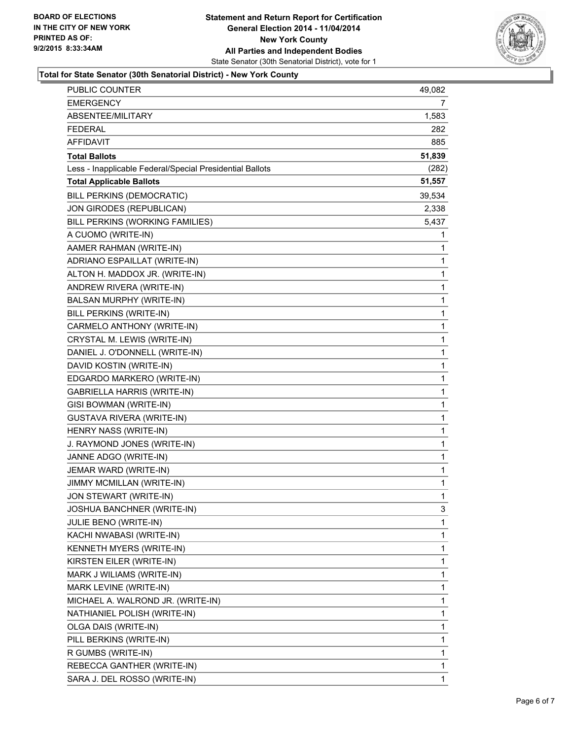**BOARD OF ELECTIONS IN THE CITY OF NEW YORK PRINTED AS OF: 9/2/2015 8:33:34AM**

**Statement and Return Report for Certification General Election 2014 - 11/04/2014 New York County All Parties and Independent Bodies**

State Senator (30th Senatorial District), vote for 1

**Total for State Senator (30th Senatorial District) - New York County**

| | |
|---|---|
| PUBLIC COUNTER | 49,082 |
| EMERGENCY | 7 |
| ABSENTEE/MILITARY | 1,583 |
| FEDERAL | 282 |
| AFFIDAVIT | 885 |
| **Total Ballots** | **51,839** |
| Less - Inapplicable Federal/Special Presidential Ballots | (282) |
| **Total Applicable Ballots** | **51,557** |
| BILL PERKINS (DEMOCRATIC) | 39,534 |
| JON GIRODES (REPUBLICAN) | 2,338 |
| BILL PERKINS (WORKING FAMILIES) | 5,437 |
| A CUOMO (WRITE-IN) | 1 |
| AAMER RAHMAN (WRITE-IN) | 1 |
| ADRIANO ESPAILLAT (WRITE-IN) | 1 |
| ALTON H. MADDOX JR. (WRITE-IN) | 1 |
| ANDREW RIVERA (WRITE-IN) | 1 |
| BALSAN MURPHY (WRITE-IN) | 1 |
| BILL PERKINS (WRITE-IN) | 1 |
| CARMELO ANTHONY (WRITE-IN) | 1 |
| CRYSTAL M. LEWIS (WRITE-IN) | 1 |
| DANIEL J. O'DONNELL (WRITE-IN) | 1 |
| DAVID KOSTIN (WRITE-IN) | 1 |
| EDGARDO MARKERO (WRITE-IN) | 1 |
| GABRIELLA HARRIS (WRITE-IN) | 1 |
| GISI BOWMAN (WRITE-IN) | 1 |
| GUSTAVA RIVERA (WRITE-IN) | 1 |
| HENRY NASS (WRITE-IN) | 1 |
| J. RAYMOND JONES (WRITE-IN) | 1 |
| JANNE ADGO (WRITE-IN) | 1 |
| JEMAR WARD (WRITE-IN) | 1 |
| JIMMY MCMILLAN (WRITE-IN) | 1 |
| JON STEWART (WRITE-IN) | 1 |
| JOSHUA BANCHNER (WRITE-IN) | 3 |
| JULIE BENO (WRITE-IN) | 1 |
| KACHI NWABASI (WRITE-IN) | 1 |
| KENNETH MYERS (WRITE-IN) | 1 |
| KIRSTEN EILER (WRITE-IN) | 1 |
| MARK J WILIAMS (WRITE-IN) | 1 |
| MARK LEVINE (WRITE-IN) | 1 |
| MICHAEL A. WALROND JR. (WRITE-IN) | 1 |
| NATHIANIEL POLISH (WRITE-IN) | 1 |
| OLGA DAIS (WRITE-IN) | 1 |
| PILL BERKINS (WRITE-IN) | 1 |
| R GUMBS (WRITE-IN) | 1 |
| REBECCA GANTHER (WRITE-IN) | 1 |
| SARA J. DEL ROSSO (WRITE-IN) | 1 |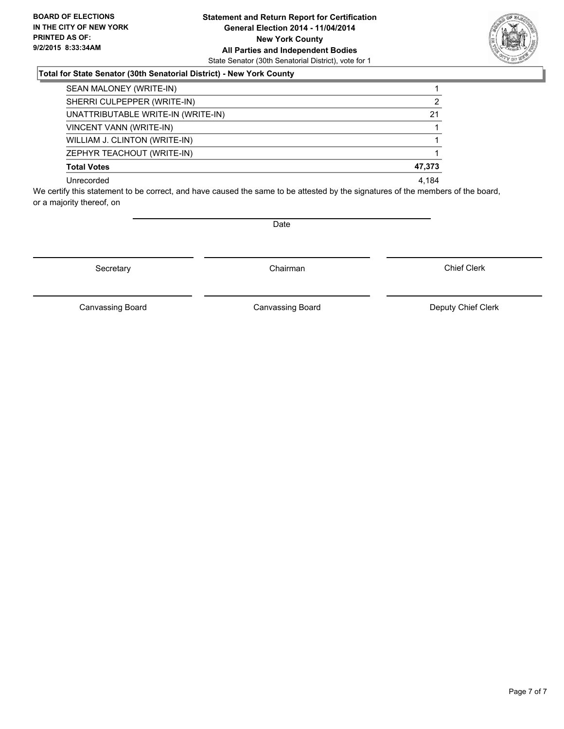**BOARD OF ELECTIONS IN THE CITY OF NEW YORK PRINTED AS OF: 9/2/2015 8:33:34AM**

**Statement and Return Report for Certification**
**General Election 2014 - 11/04/2014**
**New York County**
**All Parties and Independent Bodies**
State Senator (30th Senatorial District), vote for 1

**Total for State Senator (30th Senatorial District) - New York County**

| | |
|---|---|
| SEAN MALONEY (WRITE-IN) | 1 |
| SHERRI CULPEPPER (WRITE-IN) | 2 |
| UNATTRIBUTABLE WRITE-IN (WRITE-IN) | 21 |
| VINCENT VANN (WRITE-IN) | 1 |
| WILLIAM J. CLINTON (WRITE-IN) | 1 |
| ZEPHYR TEACHOUT (WRITE-IN) | 1 |
| **Total Votes** | **47,373** |
| Unrecorded | 4,184 |

We certify this statement to be correct, and have caused the same to be attested by the signatures of the members of the board, or a majority thereof, on

Date

Secretary | Chairman | Chief Clerk

Canvassing Board | Canvassing Board | Deputy Chief Clerk